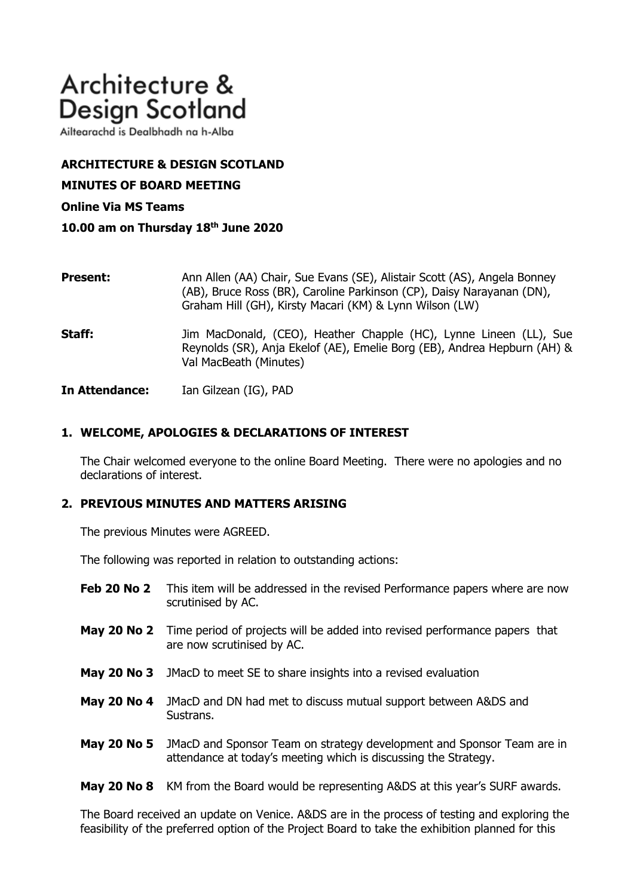# Architecture & Design Scotland

Ailtearachd is Dealbhadh na h-Alba

**ARCHITECTURE & DESIGN SCOTLAND**

**MINUTES OF BOARD MEETING**

**Online Via MS Teams**

**10.00 am on Thursday 18th June 2020**

| | |
|---|---|
| **Present:** | Ann Allen (AA) Chair, Sue Evans (SE), Alistair Scott (AS), Angela Bonney (AB), Bruce Ross (BR), Caroline Parkinson (CP), Daisy Narayanan (DN), Graham Hill (GH), Kirsty Macari (KM) & Lynn Wilson (LW) |
| **Staff:** | Jim MacDonald, (CEO), Heather Chapple (HC), Lynne Lineen (LL), Sue Reynolds (SR), Anja Ekelof (AE), Emelie Borg (EB), Andrea Hepburn (AH) & Val MacBeath (Minutes) |
| **In Attendance:** | Ian Gilzean (IG), PAD |

## 1. WELCOME, APOLOGIES & DECLARATIONS OF INTEREST

The Chair welcomed everyone to the online Board Meeting. There were no apologies and no declarations of interest.

## 2. PREVIOUS MINUTES AND MATTERS ARISING

The previous Minutes were AGREED.

The following was reported in relation to outstanding actions:

| | |
|---|---|
| **Feb 20 No 2** | This item will be addressed in the revised Performance papers where are now scrutinised by AC. |
| **May 20 No 2** | Time period of projects will be added into revised performance papers that are now scrutinised by AC. |
| **May 20 No 3** | JMacD to meet SE to share insights into a revised evaluation |
| **May 20 No 4** | JMacD and DN had met to discuss mutual support between A&DS and Sustrans. |
| **May 20 No 5** | JMacD and Sponsor Team on strategy development and Sponsor Team are in attendance at today's meeting which is discussing the Strategy. |
| **May 20 No 8** | KM from the Board would be representing A&DS at this year's SURF awards. |

The Board received an update on Venice. A&DS are in the process of testing and exploring the feasibility of the preferred option of the Project Board to take the exhibition planned for this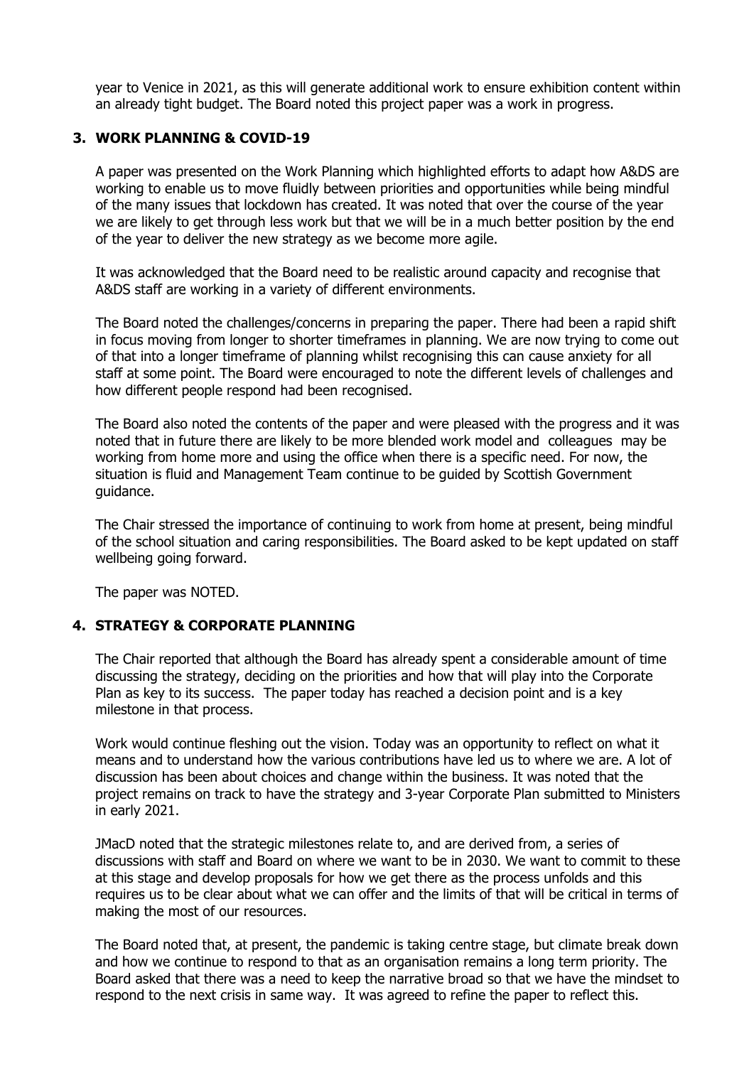year to Venice in 2021, as this will generate additional work to ensure exhibition content within an already tight budget. The Board noted this project paper was a work in progress.

### 3. WORK PLANNING & COVID-19

A paper was presented on the Work Planning which highlighted efforts to adapt how A&DS are working to enable us to move fluidly between priorities and opportunities while being mindful of the many issues that lockdown has created. It was noted that over the course of the year we are likely to get through less work but that we will be in a much better position by the end of the year to deliver the new strategy as we become more agile.

It was acknowledged that the Board need to be realistic around capacity and recognise that A&DS staff are working in a variety of different environments.

The Board noted the challenges/concerns in preparing the paper. There had been a rapid shift in focus moving from longer to shorter timeframes in planning. We are now trying to come out of that into a longer timeframe of planning whilst recognising this can cause anxiety for all staff at some point. The Board were encouraged to note the different levels of challenges and how different people respond had been recognised.

The Board also noted the contents of the paper and were pleased with the progress and it was noted that in future there are likely to be more blended work model and colleagues may be working from home more and using the office when there is a specific need. For now, the situation is fluid and Management Team continue to be guided by Scottish Government guidance.

The Chair stressed the importance of continuing to work from home at present, being mindful of the school situation and caring responsibilities. The Board asked to be kept updated on staff wellbeing going forward.

The paper was NOTED.

### 4. STRATEGY & CORPORATE PLANNING

The Chair reported that although the Board has already spent a considerable amount of time discussing the strategy, deciding on the priorities and how that will play into the Corporate Plan as key to its success. The paper today has reached a decision point and is a key milestone in that process.

Work would continue fleshing out the vision. Today was an opportunity to reflect on what it means and to understand how the various contributions have led us to where we are. A lot of discussion has been about choices and change within the business. It was noted that the project remains on track to have the strategy and 3-year Corporate Plan submitted to Ministers in early 2021.

JMacD noted that the strategic milestones relate to, and are derived from, a series of discussions with staff and Board on where we want to be in 2030. We want to commit to these at this stage and develop proposals for how we get there as the process unfolds and this requires us to be clear about what we can offer and the limits of that will be critical in terms of making the most of our resources.

The Board noted that, at present, the pandemic is taking centre stage, but climate break down and how we continue to respond to that as an organisation remains a long term priority. The Board asked that there was a need to keep the narrative broad so that we have the mindset to respond to the next crisis in same way. It was agreed to refine the paper to reflect this.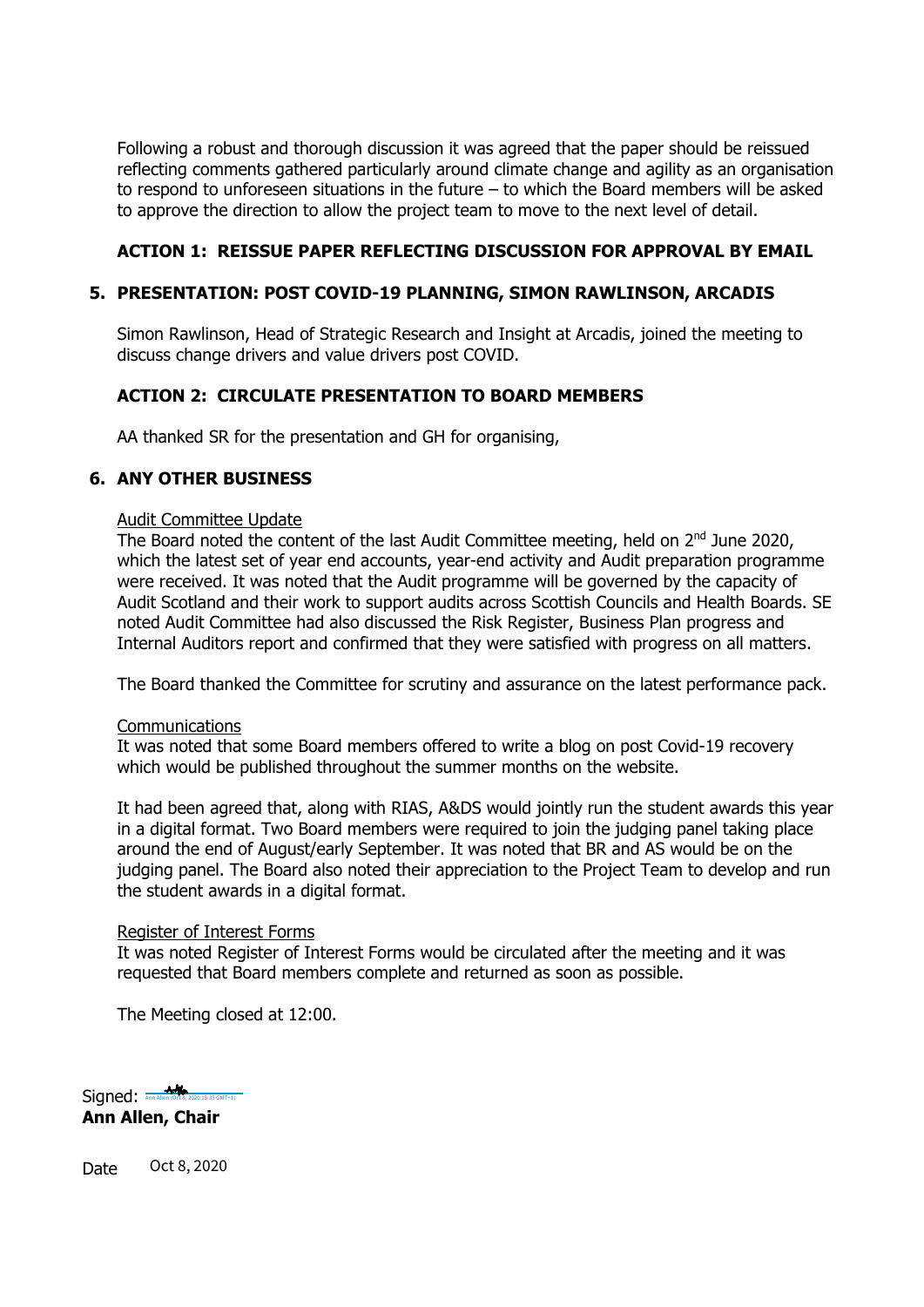Following a robust and thorough discussion it was agreed that the paper should be reissued reflecting comments gathered particularly around climate change and agility as an organisation to respond to unforeseen situations in the future – to which the Board members will be asked to approve the direction to allow the project team to move to the next level of detail.

**ACTION 1: REISSUE PAPER REFLECTING DISCUSSION FOR APPROVAL BY EMAIL**

## 5. PRESENTATION: POST COVID-19 PLANNING, SIMON RAWLINSON, ARCADIS

Simon Rawlinson, Head of Strategic Research and Insight at Arcadis, joined the meeting to discuss change drivers and value drivers post COVID.

**ACTION 2: CIRCULATE PRESENTATION TO BOARD MEMBERS**

AA thanked SR for the presentation and GH for organising,

## 6. ANY OTHER BUSINESS

Audit Committee Update

The Board noted the content of the last Audit Committee meeting, held on 2nd June 2020, which the latest set of year end accounts, year-end activity and Audit preparation programme were received. It was noted that the Audit programme will be governed by the capacity of Audit Scotland and their work to support audits across Scottish Councils and Health Boards. SE noted Audit Committee had also discussed the Risk Register, Business Plan progress and Internal Auditors report and confirmed that they were satisfied with progress on all matters.

The Board thanked the Committee for scrutiny and assurance on the latest performance pack.

Communications

It was noted that some Board members offered to write a blog on post Covid-19 recovery which would be published throughout the summer months on the website.

It had been agreed that, along with RIAS, A&DS would jointly run the student awards this year in a digital format. Two Board members were required to join the judging panel taking place around the end of August/early September. It was noted that BR and AS would be on the judging panel. The Board also noted their appreciation to the Project Team to develop and run the student awards in a digital format.

Register of Interest Forms

It was noted Register of Interest Forms would be circulated after the meeting and it was requested that Board members complete and returned as soon as possible.

The Meeting closed at 12:00.

Signed: Ann Allen (Oct 8, 2020 15:35 GMT+1)

**Ann Allen, Chair**

Date Oct 8, 2020